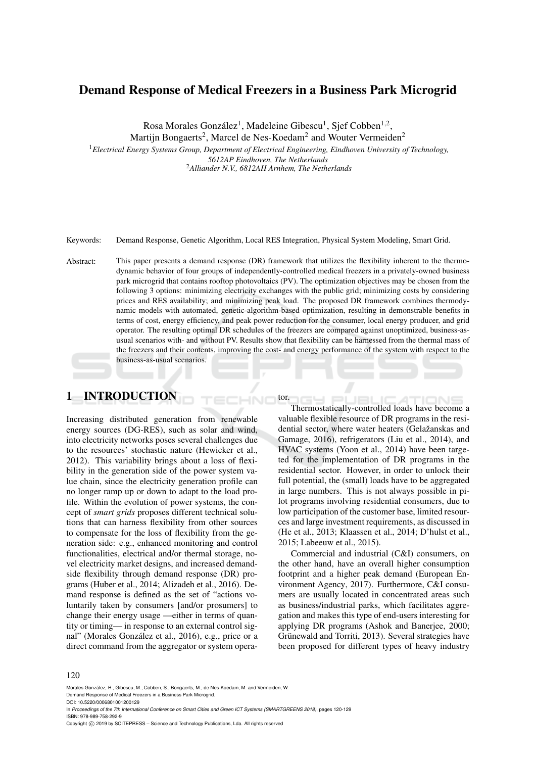# Demand Response of Medical Freezers in a Business Park Microgrid

Rosa Morales González[1], Madeleine Gibescu[1], Sjef Cobben[1,2], Martijn Bongaerts[2], Marcel de Nes-Koedam[2] and Wouter Vermeiden[2]

[1]*Electrical Energy Systems Group, Department of Electrical Engineering, Eindhoven University of Technology, 5612AP Eindhoven, The Netherlands*
[2]*Alliander N.V., 6812AH Arnhem, The Netherlands*

Keywords: Demand Response, Genetic Algorithm, Local RES Integration, Physical System Modeling, Smart Grid.

Abstract: This paper presents a demand response (DR) framework that utilizes the flexibility inherent to the thermodynamic behavior of four groups of independently-controlled medical freezers in a privately-owned business park microgrid that contains rooftop photovoltaics (PV). The optimization objectives may be chosen from the following 3 options: minimizing electricity exchanges with the public grid; minimizing costs by considering prices and RES availability; and minimizing peak load. The proposed DR framework combines thermodynamic models with automated, genetic-algorithm-based optimization, resulting in demonstrable benefits in terms of cost, energy efficiency, and peak power reduction for the consumer, local energy producer, and grid operator. The resulting optimal DR schedules of the freezers are compared against unoptimized, business-as-usual scenarios with- and without PV. Results show that flexibility can be harnessed from the thermal mass of the freezers and their contents, improving the cost- and energy performance of the system with respect to the business-as-usual scenarios.

## 1 INTRODUCTION

Increasing distributed generation from renewable energy sources (DG-RES), such as solar and wind, into electricity networks poses several challenges due to the resources' stochastic nature (Hewicker et al., 2012). This variability brings about a loss of flexibility in the generation side of the power system value chain, since the electricity generation profile can no longer ramp up or down to adapt to the load profile. Within the evolution of power systems, the concept of *smart grids* proposes different technical solutions that can harness flexibility from other sources to compensate for the loss of flexibility from the generation side: e.g., enhanced monitoring and control functionalities, electrical and/or thermal storage, novel electricity market designs, and increased demand-side flexibility through demand response (DR) programs (Huber et al., 2014; Alizadeh et al., 2016). Demand response is defined as the set of "actions voluntarily taken by consumers [and/or prosumers] to change their energy usage —either in terms of quantity or timing— in response to an external control signal" (Morales González et al., 2016), e.g., price or a direct command from the aggregator or system operator.

Thermostatically-controlled loads have become a valuable flexible resource of DR programs in the residential sector, where water heaters (Gelažanskas and Gamage, 2016), refrigerators (Liu et al., 2014), and HVAC systems (Yoon et al., 2014) have been targeted for the implementation of DR programs in the residential sector. However, in order to unlock their full potential, the (small) loads have to be aggregated in large numbers. This is not always possible in pilot programs involving residential consumers, due to low participation of the customer base, limited resources and large investment requirements, as discussed in (He et al., 2013; Klaassen et al., 2014; D'hulst et al., 2015; Labeeuw et al., 2015).

Commercial and industrial (C&I) consumers, on the other hand, have an overall higher consumption footprint and a higher peak demand (European Environment Agency, 2017). Furthermore, C&I consumers are usually located in concentrated areas such as business/industrial parks, which facilitates aggregation and makes this type of end-users interesting for applying DR programs (Ashok and Banerjee, 2000; Grünewald and Torriti, 2013). Several strategies have been proposed for different types of heavy industry

Morales González, R., Gibescu, M., Cobben, S., Bongaerts, M., de Nes-Koedam, M. and Vermeiden, W.
Demand Response of Medical Freezers in a Business Park Microgrid.
DOI: 10.5220/0006801001200129
In *Proceedings of the 7th International Conference on Smart Cities and Green ICT Systems (SMARTGREENS 2018)*, pages 120-129
ISBN: 978-989-758-292-9
Copyright © 2019 by SCITEPRESS – Science and Technology Publications, Lda. All rights reserved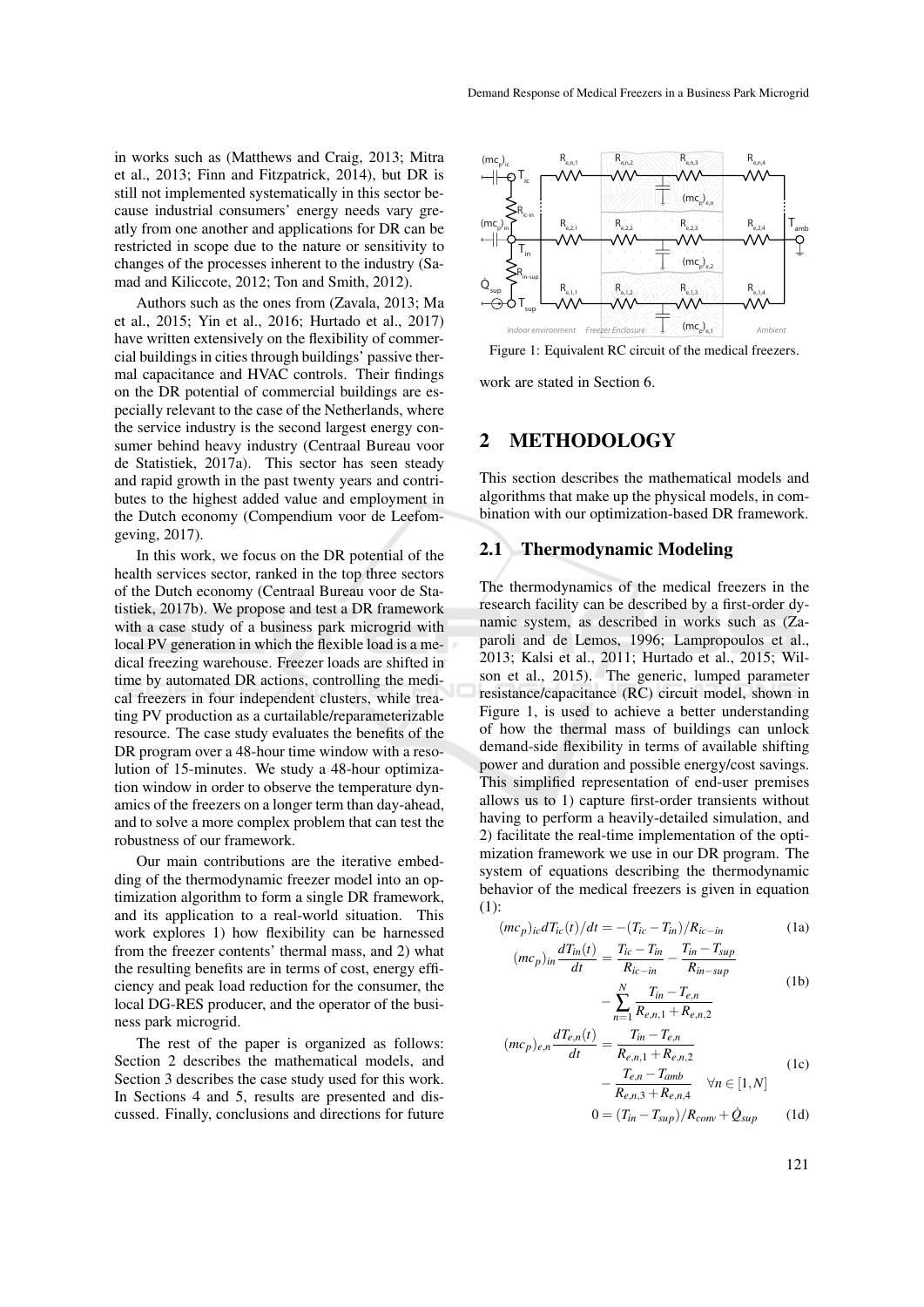in works such as (Matthews and Craig, 2013; Mitra et al., 2013; Finn and Fitzpatrick, 2014), but DR is still not implemented systematically in this sector because industrial consumers' energy needs vary greatly from one another and applications for DR can be restricted in scope due to the nature or sensitivity to changes of the processes inherent to the industry (Samad and Kiliccote, 2012; Ton and Smith, 2012).

Authors such as the ones from (Zavala, 2013; Ma et al., 2015; Yin et al., 2016; Hurtado et al., 2017) have written extensively on the flexibility of commercial buildings in cities through buildings' passive thermal capacitance and HVAC controls. Their findings on the DR potential of commercial buildings are especially relevant to the case of the Netherlands, where the service industry is the second largest energy consumer behind heavy industry (Centraal Bureau voor de Statistiek, 2017a). This sector has seen steady and rapid growth in the past twenty years and contributes to the highest added value and employment in the Dutch economy (Compendium voor de Leefomgeving, 2017).

In this work, we focus on the DR potential of the health services sector, ranked in the top three sectors of the Dutch economy (Centraal Bureau voor de Statistiek, 2017b). We propose and test a DR framework with a case study of a business park microgrid with local PV generation in which the flexible load is a medical freezing warehouse. Freezer loads are shifted in time by automated DR actions, controlling the medical freezers in four independent clusters, while treating PV production as a curtailable/reparameterizable resource. The case study evaluates the benefits of the DR program over a 48-hour time window with a resolution of 15-minutes. We study a 48-hour optimization window in order to observe the temperature dynamics of the freezers on a longer term than day-ahead, and to solve a more complex problem that can test the robustness of our framework.

Our main contributions are the iterative embedding of the thermodynamic freezer model into an optimization algorithm to form a single DR framework, and its application to a real-world situation. This work explores 1) how flexibility can be harnessed from the freezer contents' thermal mass, and 2) what the resulting benefits are in terms of cost, energy efficiency and peak load reduction for the consumer, the local DG-RES producer, and the operator of the business park microgrid.

The rest of the paper is organized as follows: Section 2 describes the mathematical models, and Section 3 describes the case study used for this work. In Sections 4 and 5, results are presented and discussed. Finally, conclusions and directions for future work are stated in Section 6.

Figure 1: Equivalent RC circuit of the medical freezers.

## 2 METHODOLOGY

This section describes the mathematical models and algorithms that make up the physical models, in combination with our optimization-based DR framework.

### 2.1 Thermodynamic Modeling

The thermodynamics of the medical freezers in the research facility can be described by a first-order dynamic system, as described in works such as (Zaparoli and de Lemos, 1996; Lampropoulos et al., 2013; Kalsi et al., 2011; Hurtado et al., 2015; Wilson et al., 2015). The generic, lumped parameter resistance/capacitance (RC) circuit model, shown in Figure 1, is used to achieve a better understanding of how the thermal mass of buildings can unlock demand-side flexibility in terms of available shifting power and duration and possible energy/cost savings. This simplified representation of end-user premises allows us to 1) capture first-order transients without having to perform a heavily-detailed simulation, and 2) facilitate the real-time implementation of the optimization framework we use in our DR program. The system of equations describing the thermodynamic behavior of the medical freezers is given in equation (1):

$$(mc_p)_{ic} dT_{ic}(t)/dt = -(T_{ic} - T_{in})/R_{ic-in} \tag{1a}$$

$$(mc_p)_{in} \frac{dT_{in}(t)}{dt} = \frac{T_{ic} - T_{in}}{R_{ic-in}} - \frac{T_{in} - T_{sup}}{R_{in-sup}} - \sum_{n=1}^{N} \frac{T_{in} - T_{e,n}}{R_{e,n,1} + R_{e,n,2}} \tag{1b}$$

$$(mc_p)_{e,n} \frac{dT_{e,n}(t)}{dt} = \frac{T_{in} - T_{e,n}}{R_{e,n,1} + R_{e,n,2}} - \frac{T_{e,n} - T_{amb}}{R_{e,n,3} + R_{e,n,4}} \quad \forall n \in [1, N] \tag{1c}$$

$$0 = (T_{in} - T_{sup})/R_{conv} + \dot{Q}_{sup} \tag{1d}$$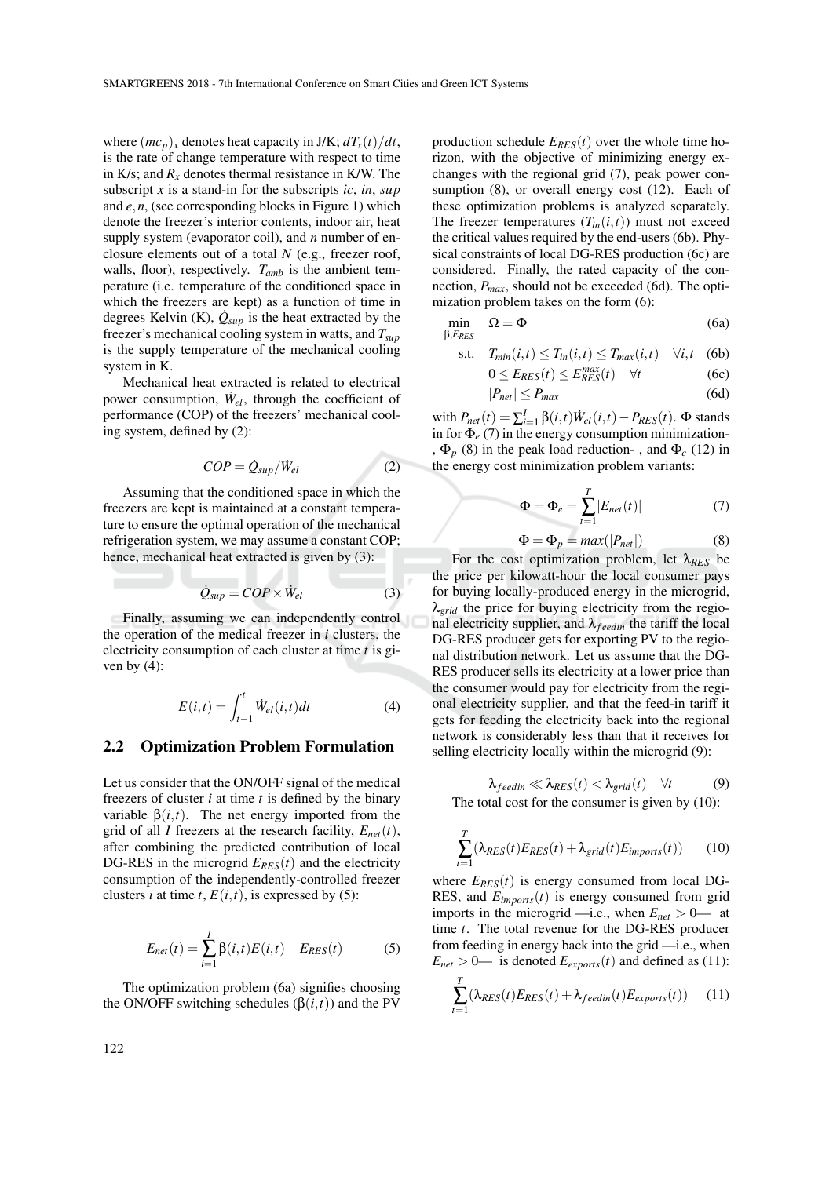where $(mc_p)_x$ denotes heat capacity in J/K; $dT_x(t)/dt$, is the rate of change temperature with respect to time in K/s; and $R_x$ denotes thermal resistance in K/W. The subscript $x$ is a stand-in for the subscripts $ic$, $in$, $sup$ and $e,n$, (see corresponding blocks in Figure 1) which denote the freezer's interior contents, indoor air, heat supply system (evaporator coil), and $n$ number of enclosure elements out of a total $N$ (e.g., freezer roof, walls, floor), respectively. $T_{amb}$ is the ambient temperature (i.e. temperature of the conditioned space in which the freezers are kept) as a function of time in degrees Kelvin (K), $\dot{Q}_{sup}$ is the heat extracted by the freezer's mechanical cooling system in watts, and $T_{sup}$ is the supply temperature of the mechanical cooling system in K.

Mechanical heat extracted is related to electrical power consumption, $\dot{W}_{el}$, through the coefficient of performance (COP) of the freezers' mechanical cooling system, defined by (2):

$$COP = \dot{Q}_{sup}/\dot{W}_{el} \tag{2}$$

Assuming that the conditioned space in which the freezers are kept is maintained at a constant temperature to ensure the optimal operation of the mechanical refrigeration system, we may assume a constant COP; hence, mechanical heat extracted is given by (3):

$$\dot{Q}_{sup} = COP \times \dot{W}_{el} \tag{3}$$

Finally, assuming we can independently control the operation of the medical freezer in $i$ clusters, the electricity consumption of each cluster at time $t$ is given by (4):

$$E(i,t) = \int_{t-1}^{t} \dot{W}_{el}(i,t)dt \tag{4}$$

## 2.2 Optimization Problem Formulation

Let us consider that the ON/OFF signal of the medical freezers of cluster $i$ at time $t$ is defined by the binary variable $\beta(i,t)$. The net energy imported from the grid of all $I$ freezers at the research facility, $E_{net}(t)$, after combining the predicted contribution of local DG-RES in the microgrid $E_{RES}(t)$ and the electricity consumption of the independently-controlled freezer clusters $i$ at time $t$, $E(i,t)$, is expressed by (5):

$$E_{net}(t) = \sum_{i=1}^{I} \beta(i,t)E(i,t) - E_{RES}(t) \tag{5}$$

The optimization problem (6a) signifies choosing the ON/OFF switching schedules ($\beta(i,t)$) and the PV production schedule $E_{RES}(t)$ over the whole time horizon, with the objective of minimizing energy exchanges with the regional grid (7), peak power consumption (8), or overall energy cost (12). Each of these optimization problems is analyzed separately. The freezer temperatures ($T_{in}(i,t)$) must not exceed the critical values required by the end-users (6b). Physical constraints of local DG-RES production (6c) are considered. Finally, the rated capacity of the connection, $P_{max}$, should not be exceeded (6d). The optimization problem takes on the form (6):

$$\min_{\beta,E_{RES}} \quad \Omega = \Phi \tag{6a}$$

$$\text{s.t.} \quad T_{min}(i,t) \leq T_{in}(i,t) \leq T_{max}(i,t) \quad \forall i,t \tag{6b}$$

$$0 \leq E_{RES}(t) \leq E_{RES}^{max}(t) \quad \forall t \tag{6c}$$

$$|P_{net}| \leq P_{max} \tag{6d}$$

with $P_{net}(t) = \sum_{i=1}^{I} \beta(i,t)\dot{W}_{el}(i,t) - P_{RES}(t)$. $\Phi$ stands in for $\Phi_e$ (7) in the energy consumption minimization-, $\Phi_p$ (8) in the peak load reduction- , and $\Phi_c$ (12) in the energy cost minimization problem variants:

$$\Phi = \Phi_e = \sum_{t=1}^{T} |E_{net}(t)| \tag{7}$$

$$\Phi = \Phi_p = max(|P_{net}|) \tag{8}$$

For the cost optimization problem, let $\lambda_{RES}$ be the price per kilowatt-hour the local consumer pays for buying locally-produced energy in the microgrid, $\lambda_{grid}$ the price for buying electricity from the regional electricity supplier, and $\lambda_{feedin}$ the tariff the local DG-RES producer gets for exporting PV to the regional distribution network. Let us assume that the DG-RES producer sells its electricity at a lower price than the consumer would pay for electricity from the regional electricity supplier, and that the feed-in tariff it gets for feeding the electricity back into the regional network is considerably less than that it receives for selling electricity locally within the microgrid (9):

$$\lambda_{feedin} \ll \lambda_{RES}(t) < \lambda_{grid}(t) \quad \forall t \tag{9}$$

The total cost for the consumer is given by (10):

$$\sum_{t=1}^{T} (\lambda_{RES}(t)E_{RES}(t) + \lambda_{grid}(t)E_{imports}(t)) \tag{10}$$

where $E_{RES}(t)$ is energy consumed from local DG-RES, and $E_{imports}(t)$ is energy consumed from grid imports in the microgrid —i.e., when $E_{net} > 0$— at time $t$. The total revenue for the DG-RES producer from feeding in energy back into the grid —i.e., when $E_{net} > 0$— is denoted $E_{exports}(t)$ and defined as (11):

$$\sum_{t=1}^{T} (\lambda_{RES}(t)E_{RES}(t) + \lambda_{feedin}(t)E_{exports}(t)) \tag{11}$$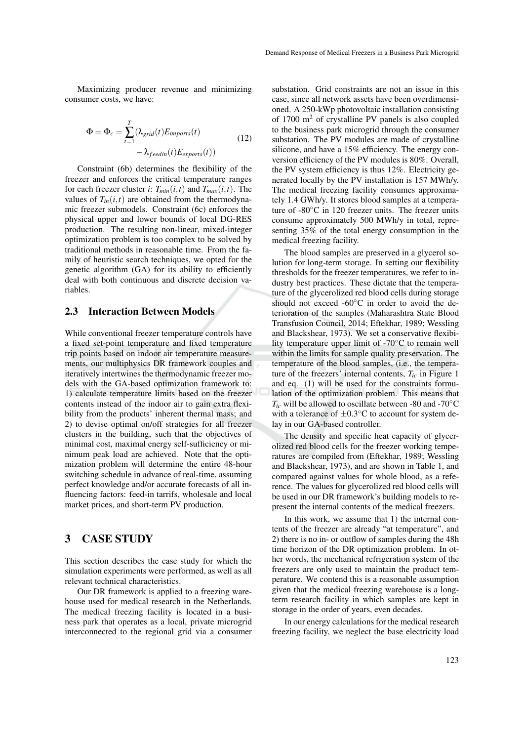Maximizing producer revenue and minimizing consumer costs, we have:

$$\Phi = \Phi_c = \sum_{t=1}^{T} (\lambda_{grid}(t) E_{imports}(t) - \lambda_{feedin}(t) E_{exports}(t)) \tag{12}$$

Constraint (6b) determines the flexibility of the freezer and enforces the critical temperature ranges for each freezer cluster $i$: $T_{min}(i,t)$ and $T_{max}(i,t)$. The values of $T_{in}(i,t)$ are obtained from the thermodynamic freezer submodels. Constraint (6c) enforces the physical upper and lower bounds of local DG-RES production. The resulting non-linear, mixed-integer optimization problem is too complex to be solved by traditional methods in reasonable time. From the family of heuristic search techniques, we opted for the genetic algorithm (GA) for its ability to efficiently deal with both continuous and discrete decision variables.

## 2.3 Interaction Between Models

While conventional freezer temperature controls have a fixed set-point temperature and fixed temperature trip points based on indoor air temperature measurements, our multiphysics DR framework couples and iteratively intertwines the thermodynamic freezer models with the GA-based optimization framework to: 1) calculate temperature limits based on the freezer contents instead of the indoor air to gain extra flexibility from the products' inherent thermal mass; and 2) to devise optimal on/off strategies for all freezer clusters in the building, such that the objectives of minimal cost, maximal energy self-sufficiency or minimum peak load are achieved. Note that the optimization problem will determine the entire 48-hour switching schedule in advance of real-time, assuming perfect knowledge and/or accurate forecasts of all influencing factors: feed-in tarrifs, wholesale and local market prices, and short-term PV production.

# 3 CASE STUDY

This section describes the case study for which the simulation experiments were performed, as well as all relevant technical characteristics.

Our DR framework is applied to a freezing warehouse used for medical research in the Netherlands. The medical freezing facility is located in a business park that operates as a local, private microgrid interconnected to the regional grid via a consumer substation. Grid constraints are not an issue in this case, since all network assets have been overdimensioned. A 250-kWp photovoltaic installation consisting of 1700 m$^2$ of crystalline PV panels is also coupled to the business park microgrid through the consumer substation. The PV modules are made of crystalline silicone, and have a 15% efficiency. The energy conversion efficiency of the PV modules is 80%. Overall, the PV system efficiency is thus 12%. Electricity generated locally by the PV installation is 157 MWh/y. The medical freezing facility consumes approximately 1.4 GWh/y. It stores blood samples at a temperature of -80°C in 120 freezer units. The freezer units consume approximately 500 MWh/y in total, representing 35% of the total energy consumption in the medical freezing facility.

The blood samples are preserved in a glycerol solution for long-term storage. In setting our flexibility thresholds for the freezer temperatures, we refer to industry best practices. These dictate that the temperature of the glycerolized red blood cells during storage should not exceed -60°C in order to avoid the deterioration of the samples (Maharashtra State Blood Transfusion Council, 2014; Eftekhar, 1989; Wessling and Blackshear, 1973). We set a conservative flexibility temperature upper limit of -70°C to remain well within the limits for sample quality preservation. The temperature of the blood samples, (i.e., the temperature of the freezers' internal contents, $T_{ic}$ in Figure 1 and eq. (1) will be used for the constraints formulation of the optimization problem. This means that $T_{ic}$ will be allowed to oscillate between -80 and -70°C with a tolerance of ±0.3°C to account for system delay in our GA-based controller.

The density and specific heat capacity of glycerolized red blood cells for the freezer working temperatures are compiled from (Eftekhar, 1989; Wessling and Blackshear, 1973), and are shown in Table 1, and compared against values for whole blood, as a reference. The values for glycerolized red blood cells will be used in our DR framework's building models to represent the internal contents of the medical freezers.

In this work, we assume that 1) the internal contents of the freezer are already "at temperature", and 2) there is no in- or outflow of samples during the 48h time horizon of the DR optimization problem. In other words, the mechanical refrigeration system of the freezers are only used to maintain the product temperature. We contend this is a reasonable assumption given that the medical freezing warehouse is a long-term research facility in which samples are kept in storage in the order of years, even decades.

In our energy calculations for the medical research freezing facility, we neglect the base electricity load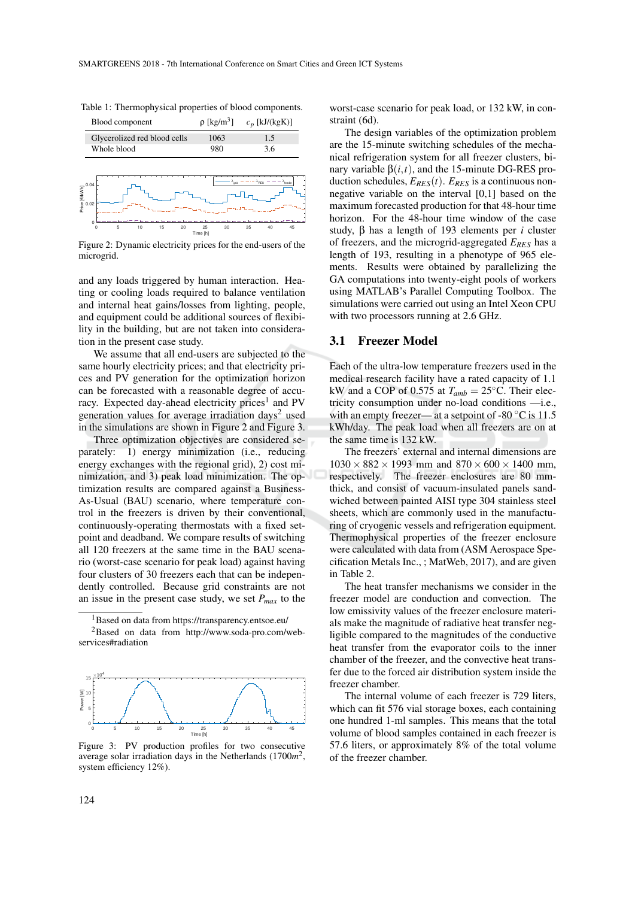Table 1: Thermophysical properties of blood components.

| Blood component | ρ [kg/m$^3$] | $c_p$ [kJ/(kgK)] |
|---|---|---|
| Glycerolized red blood cells | 1063 | 1.5 |
| Whole blood | 980 | 3.6 |

Figure 2: Dynamic electricity prices for the end-users of the microgrid.

and any loads triggered by human interaction. Heating or cooling loads required to balance ventilation and internal heat gains/losses from lighting, people, and equipment could be additional sources of flexibility in the building, but are not taken into consideration in the present case study.

We assume that all end-users are subjected to the same hourly electricity prices; and that electricity prices and PV generation for the optimization horizon can be forecasted with a reasonable degree of accuracy. Expected day-ahead electricity prices[1] and PV generation values for average irradiation days[2] used in the simulations are shown in Figure 2 and Figure 3.

Three optimization objectives are considered separately: 1) energy minimization (i.e., reducing energy exchanges with the regional grid), 2) cost minimization, and 3) peak load minimization. The optimization results are compared against a Business-As-Usual (BAU) scenario, where temperature control in the freezers is driven by their conventional, continuously-operating thermostats with a fixed setpoint and deadband. We compare results of switching all 120 freezers at the same time in the BAU scenario (worst-case scenario for peak load) against having four clusters of 30 freezers each that can be independently controlled. Because grid constraints are not an issue in the present case study, we set $P_{max}$ to the worst-case scenario for peak load, or 132 kW, in constraint (6d).

[1] Based on data from https://transparency.entsoe.eu/

[2] Based on data from http://www.soda-pro.com/web-services#radiation

Figure 3: PV production profiles for two consecutive average solar irradiation days in the Netherlands (1700$m^2$, system efficiency 12%).

The design variables of the optimization problem are the 15-minute switching schedules of the mechanical refrigeration system for all freezer clusters, binary variable $\beta(i,t)$, and the 15-minute DG-RES production schedules, $E_{RES}(t)$. $E_{RES}$ is a continuous non-negative variable on the interval [0,1] based on the maximum forecasted production for that 48-hour time horizon. For the 48-hour time window of the case study, β has a length of 193 elements per $i$ cluster of freezers, and the microgrid-aggregated $E_{RES}$ has a length of 193, resulting in a phenotype of 965 elements. Results were obtained by parallelizing the GA computations into twenty-eight pools of workers using MATLAB's Parallel Computing Toolbox. The simulations were carried out using an Intel Xeon CPU with two processors running at 2.6 GHz.

## 3.1 Freezer Model

Each of the ultra-low temperature freezers used in the medical research facility have a rated capacity of 1.1 kW and a COP of 0.575 at $T_{amb} = 25$°C. Their electricity consumption under no-load conditions —i.e., with an empty freezer— at a setpoint of -80 °C is 11.5 kWh/day. The peak load when all freezers are on at the same time is 132 kW.

The freezers' external and internal dimensions are 1030 × 882 × 1993 mm and 870 × 600 × 1400 mm, respectively. The freezer enclosures are 80 mm-thick, and consist of vacuum-insulated panels sandwiched between painted AISI type 304 stainless steel sheets, which are commonly used in the manufacturing of cryogenic vessels and refrigeration equipment. Thermophysical properties of the freezer enclosure were calculated with data from (ASM Aerospace Specification Metals Inc., ; MatWeb, 2017), and are given in Table 2.

The heat transfer mechanisms we consider in the freezer model are conduction and convection. The low emissivity values of the freezer enclosure materials make the magnitude of radiative heat transfer negligible compared to the magnitudes of the conductive heat transfer from the evaporator coils to the inner chamber of the freezer, and the convective heat transfer due to the forced air distribution system inside the freezer chamber.

The internal volume of each freezer is 729 liters, which can fit 576 vial storage boxes, each containing one hundred 1-ml samples. This means that the total volume of blood samples contained in each freezer is 57.6 liters, or approximately 8% of the total volume of the freezer chamber.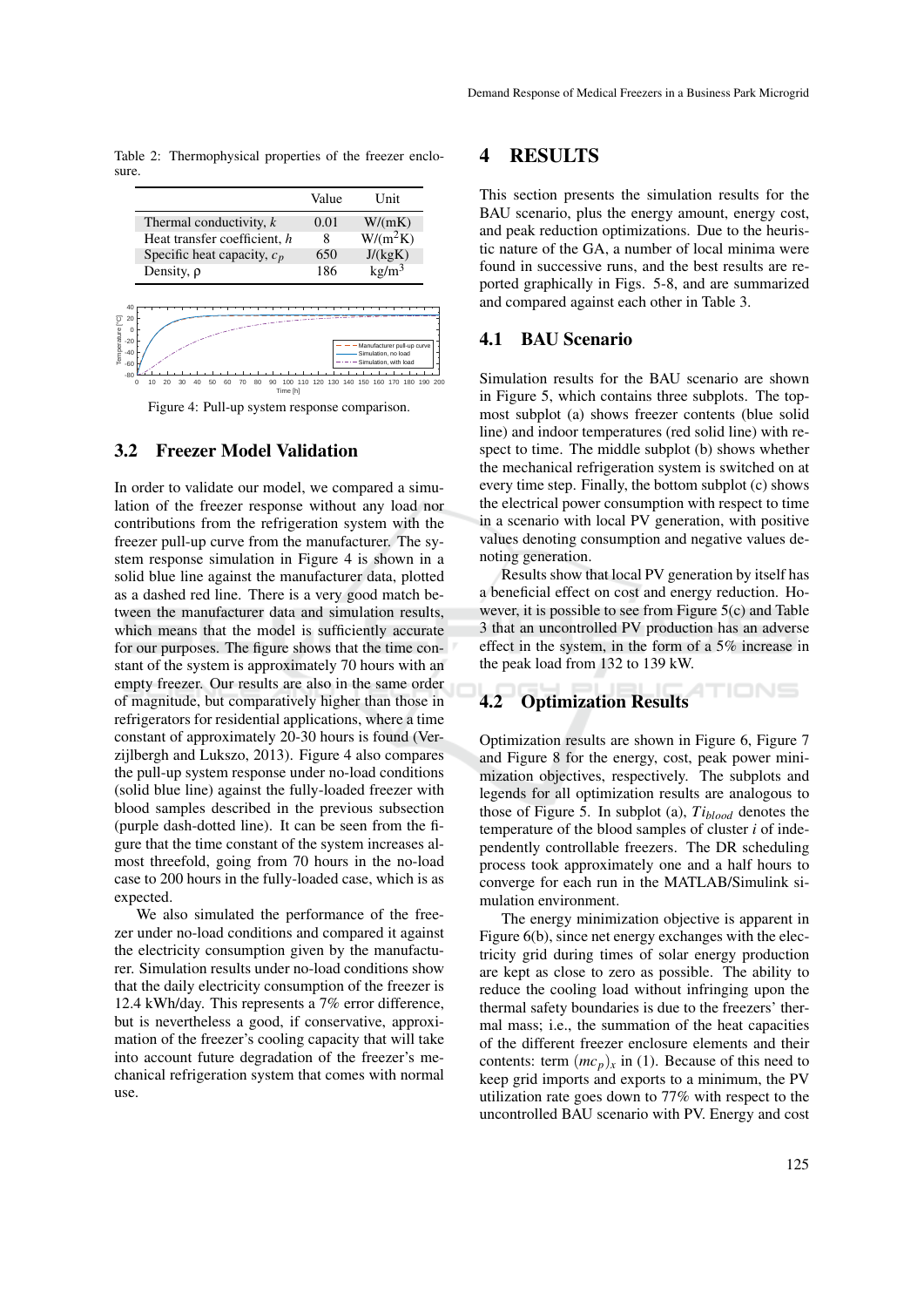Table 2: Thermophysical properties of the freezer enclosure.

| | Value | Unit |
|---|---|---|
| Thermal conductivity, $k$ | 0.01 | W/(mK) |
| Heat transfer coefficient, $h$ | 8 | W/(m$^2$K) |
| Specific heat capacity, $c_p$ | 650 | J/(kgK) |
| Density, $\rho$ | 186 | kg/m$^3$ |

Figure 4: Pull-up system response comparison.

## 3.2 Freezer Model Validation

In order to validate our model, we compared a simulation of the freezer response without any load nor contributions from the refrigeration system with the freezer pull-up curve from the manufacturer. The system response simulation in Figure 4 is shown in a solid blue line against the manufacturer data, plotted as a dashed red line. There is a very good match between the manufacturer data and simulation results, which means that the model is sufficiently accurate for our purposes. The figure shows that the time constant of the system is approximately 70 hours with an empty freezer. Our results are also in the same order of magnitude, but comparatively higher than those in refrigerators for residential applications, where a time constant of approximately 20-30 hours is found (Verzijlbergh and Lukszo, 2013). Figure 4 also compares the pull-up system response under no-load conditions (solid blue line) against the fully-loaded freezer with blood samples described in the previous subsection (purple dash-dotted line). It can be seen from the figure that the time constant of the system increases almost threefold, going from 70 hours in the no-load case to 200 hours in the fully-loaded case, which is as expected.

We also simulated the performance of the freezer under no-load conditions and compared it against the electricity consumption given by the manufacturer. Simulation results under no-load conditions show that the daily electricity consumption of the freezer is 12.4 kWh/day. This represents a 7% error difference, but is nevertheless a good, if conservative, approximation of the freezer's cooling capacity that will take into account future degradation of the freezer's mechanical refrigeration system that comes with normal use.

# 4 RESULTS

This section presents the simulation results for the BAU scenario, plus the energy amount, energy cost, and peak reduction optimizations. Due to the heuristic nature of the GA, a number of local minima were found in successive runs, and the best results are reported graphically in Figs. 5-8, and are summarized and compared against each other in Table 3.

## 4.1 BAU Scenario

Simulation results for the BAU scenario are shown in Figure 5, which contains three subplots. The topmost subplot (a) shows freezer contents (blue solid line) and indoor temperatures (red solid line) with respect to time. The middle subplot (b) shows whether the mechanical refrigeration system is switched on at every time step. Finally, the bottom subplot (c) shows the electrical power consumption with respect to time in a scenario with local PV generation, with positive values denoting consumption and negative values denoting generation.

Results show that local PV generation by itself has a beneficial effect on cost and energy reduction. However, it is possible to see from Figure 5(c) and Table 3 that an uncontrolled PV production has an adverse effect in the system, in the form of a 5% increase in the peak load from 132 to 139 kW.

## 4.2 Optimization Results

Optimization results are shown in Figure 6, Figure 7 and Figure 8 for the energy, cost, peak power minimization objectives, respectively. The subplots and legends for all optimization results are analogous to those of Figure 5. In subplot (a), $Ti_{blood}$ denotes the temperature of the blood samples of cluster $i$ of independently controllable freezers. The DR scheduling process took approximately one and a half hours to converge for each run in the MATLAB/Simulink simulation environment.

The energy minimization objective is apparent in Figure 6(b), since net energy exchanges with the electricity grid during times of solar energy production are kept as close to zero as possible. The ability to reduce the cooling load without infringing upon the thermal safety boundaries is due to the freezers' thermal mass; i.e., the summation of the heat capacities of the different freezer enclosure elements and their contents: term $(mc_p)_x$ in (1). Because of this need to keep grid imports and exports to a minimum, the PV utilization rate goes down to 77% with respect to the uncontrolled BAU scenario with PV. Energy and cost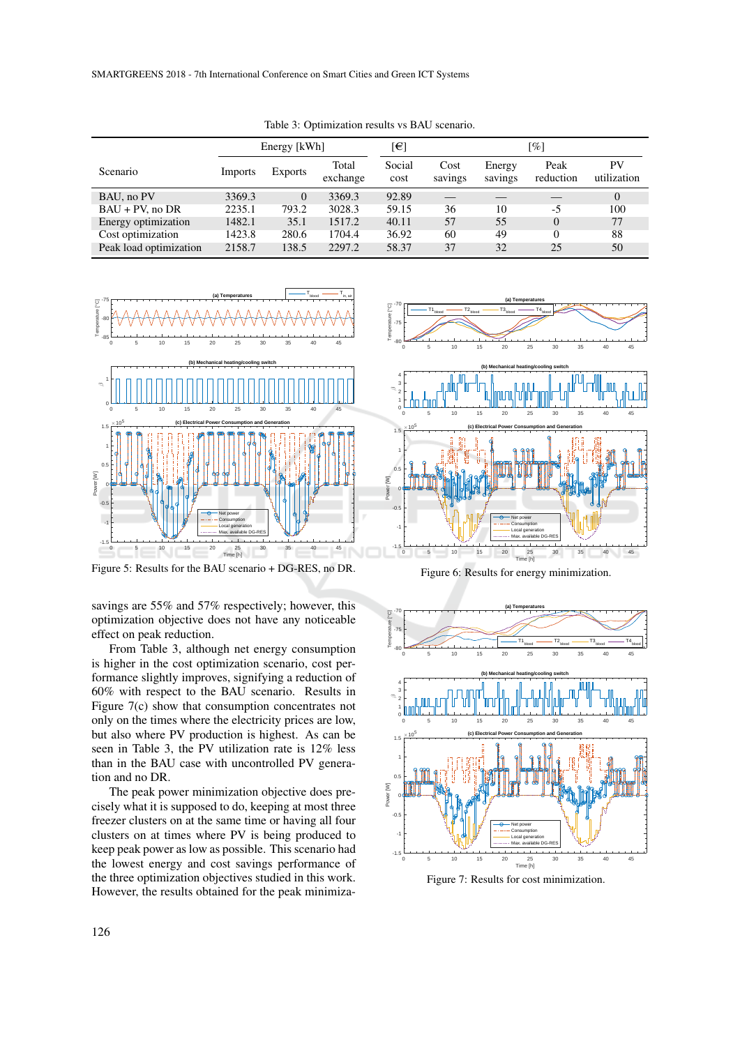Table 3: Optimization results vs BAU scenario.

| Scenario | Energy [kWh] | | | [€] | [%] | | | |
|---|---|---|---|---|---|---|---|---|
| | Imports | Exports | Total exchange | Social cost | Cost savings | Energy savings | Peak reduction | PV utilization |
| BAU, no PV | 3369.3 | 0 | 3369.3 | 92.89 | — | — | — | 0 |
| BAU + PV, no DR | 2235.1 | 793.2 | 3028.3 | 59.15 | 36 | 10 | -5 | 100 |
| Energy optimization | 1482.1 | 35.1 | 1517.2 | 40.11 | 57 | 55 | 0 | 77 |
| Cost optimization | 1423.8 | 280.6 | 1704.4 | 36.92 | 60 | 49 | 0 | 88 |
| Peak load optimization | 2158.7 | 138.5 | 2297.2 | 58.37 | 37 | 32 | 25 | 50 |

Figure 5: Results for the BAU scenario + DG-RES, no DR.

Figure 6: Results for energy minimization.

savings are 55% and 57% respectively; however, this optimization objective does not have any noticeable effect on peak reduction.

From Table 3, although net energy consumption is higher in the cost optimization scenario, cost performance slightly improves, signifying a reduction of 60% with respect to the BAU scenario. Results in Figure 7(c) show that consumption concentrates not only on the times where the electricity prices are low, but also where PV production is highest. As can be seen in Table 3, the PV utilization rate is 12% less than in the BAU case with uncontrolled PV generation and no DR.

The peak power minimization objective does precisely what it is supposed to do, keeping at most three freezer clusters on at the same time or having all four clusters on at times where PV is being produced to keep peak power as low as possible. This scenario had the lowest energy and cost savings performance of the three optimization objectives studied in this work. However, the results obtained for the peak minimiza-

Figure 7: Results for cost minimization.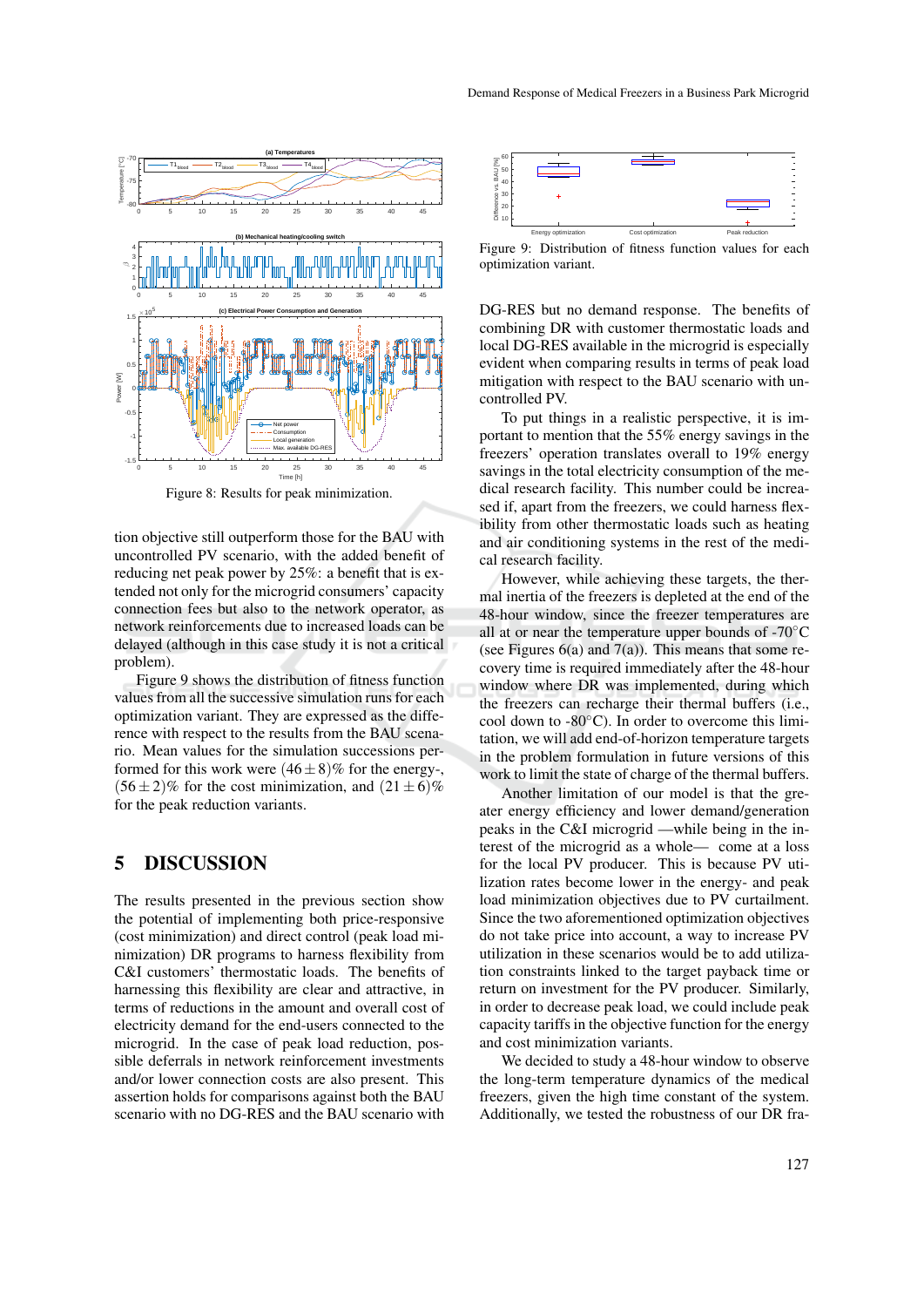Figure 8: Results for peak minimization.

tion objective still outperform those for the BAU with uncontrolled PV scenario, with the added benefit of reducing net peak power by 25%: a benefit that is extended not only for the microgrid consumers' capacity connection fees but also to the network operator, as network reinforcements due to increased loads can be delayed (although in this case study it is not a critical problem).

Figure 9 shows the distribution of fitness function values from all the successive simulation runs for each optimization variant. They are expressed as the difference with respect to the results from the BAU scenario. Mean values for the simulation successions performed for this work were $(46 \pm 8)$% for the energy-, $(56 \pm 2)$% for the cost minimization, and $(21 \pm 6)$% for the peak reduction variants.

## 5 DISCUSSION

The results presented in the previous section show the potential of implementing both price-responsive (cost minimization) and direct control (peak load minimization) DR programs to harness flexibility from C&I customers' thermostatic loads. The benefits of harnessing this flexibility are clear and attractive, in terms of reductions in the amount and overall cost of electricity demand for the end-users connected to the microgrid. In the case of peak load reduction, possible deferrals in network reinforcement investments and/or lower connection costs are also present. This assertion holds for comparisons against both the BAU scenario with no DG-RES and the BAU scenario with DG-RES but no demand response. The benefits of combining DR with customer thermostatic loads and local DG-RES available in the microgrid is especially evident when comparing results in terms of peak load mitigation with respect to the BAU scenario with uncontrolled PV.

Figure 9: Distribution of fitness function values for each optimization variant.

To put things in a realistic perspective, it is important to mention that the 55% energy savings in the freezers' operation translates overall to 19% energy savings in the total electricity consumption of the medical research facility. This number could be increased if, apart from the freezers, we could harness flexibility from other thermostatic loads such as heating and air conditioning systems in the rest of the medical research facility.

However, while achieving these targets, the thermal inertia of the freezers is depleted at the end of the 48-hour window, since the freezer temperatures are all at or near the temperature upper bounds of -70°C (see Figures 6(a) and 7(a)). This means that some recovery time is required immediately after the 48-hour window where DR was implemented, during which the freezers can recharge their thermal buffers (i.e., cool down to -80°C). In order to overcome this limitation, we will add end-of-horizon temperature targets in the problem formulation in future versions of this work to limit the state of charge of the thermal buffers.

Another limitation of our model is that the greater energy efficiency and lower demand/generation peaks in the C&I microgrid —while being in the interest of the microgrid as a whole— come at a loss for the local PV producer. This is because PV utilization rates become lower in the energy- and peak load minimization objectives due to PV curtailment. Since the two aforementioned optimization objectives do not take price into account, a way to increase PV utilization in these scenarios would be to add utilization constraints linked to the target payback time or return on investment for the PV producer. Similarly, in order to decrease peak load, we could include peak capacity tariffs in the objective function for the energy and cost minimization variants.

We decided to study a 48-hour window to observe the long-term temperature dynamics of the medical freezers, given the high time constant of the system. Additionally, we tested the robustness of our DR fra-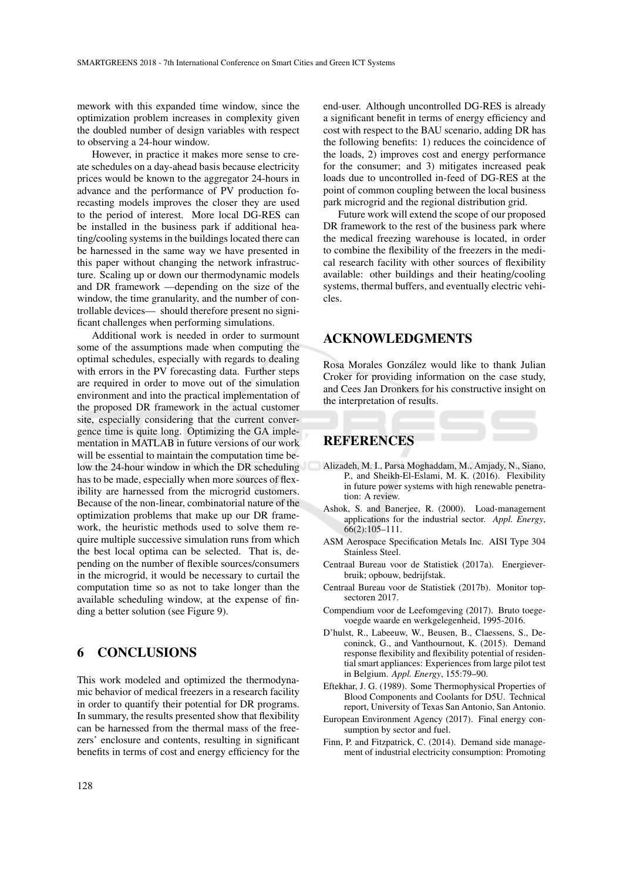mework with this expanded time window, since the optimization problem increases in complexity given the doubled number of design variables with respect to observing a 24-hour window.

However, in practice it makes more sense to create schedules on a day-ahead basis because electricity prices would be known to the aggregator 24-hours in advance and the performance of PV production forecasting models improves the closer they are used to the period of interest. More local DG-RES can be installed in the business park if additional heating/cooling systems in the buildings located there can be harnessed in the same way we have presented in this paper without changing the network infrastructure. Scaling up or down our thermodynamic models and DR framework —depending on the size of the window, the time granularity, and the number of controllable devices— should therefore present no significant challenges when performing simulations.

Additional work is needed in order to surmount some of the assumptions made when computing the optimal schedules, especially with regards to dealing with errors in the PV forecasting data. Further steps are required in order to move out of the simulation environment and into the practical implementation of the proposed DR framework in the actual customer site, especially considering that the current convergence time is quite long. Optimizing the GA implementation in MATLAB in future versions of our work will be essential to maintain the computation time below the 24-hour window in which the DR scheduling has to be made, especially when more sources of flexibility are harnessed from the microgrid customers. Because of the non-linear, combinatorial nature of the optimization problems that make up our DR framework, the heuristic methods used to solve them require multiple successive simulation runs from which the best local optima can be selected. That is, depending on the number of flexible sources/consumers in the microgrid, it would be necessary to curtail the computation time so as not to take longer than the available scheduling window, at the expense of finding a better solution (see Figure 9).

## 6 CONCLUSIONS

This work modeled and optimized the thermodynamic behavior of medical freezers in a research facility in order to quantify their potential for DR programs. In summary, the results presented show that flexibility can be harnessed from the thermal mass of the freezers' enclosure and contents, resulting in significant benefits in terms of cost and energy efficiency for the end-user. Although uncontrolled DG-RES is already a significant benefit in terms of energy efficiency and cost with respect to the BAU scenario, adding DR has the following benefits: 1) reduces the coincidence of the loads, 2) improves cost and energy performance for the consumer; and 3) mitigates increased peak loads due to uncontrolled in-feed of DG-RES at the point of common coupling between the local business park microgrid and the regional distribution grid.

Future work will extend the scope of our proposed DR framework to the rest of the business park where the medical freezing warehouse is located, in order to combine the flexibility of the freezers in the medical research facility with other sources of flexibility available: other buildings and their heating/cooling systems, thermal buffers, and eventually electric vehicles.

## ACKNOWLEDGMENTS

Rosa Morales González would like to thank Julian Croker for providing information on the case study, and Cees Jan Dronkers for his constructive insight on the interpretation of results.

## REFERENCES

Alizadeh, M. I., Parsa Moghaddam, M., Amjady, N., Siano, P., and Sheikh-El-Eslami, M. K. (2016). Flexibility in future power systems with high renewable penetration: A review.

Ashok, S. and Banerjee, R. (2000). Load-management applications for the industrial sector. *Appl. Energy*, 66(2):105–111.

ASM Aerospace Specification Metals Inc. AISI Type 304 Stainless Steel.

Centraal Bureau voor de Statistiek (2017a). Energieverbruik; opbouw, bedrijfstak.

Centraal Bureau voor de Statistiek (2017b). Monitor topsectoren 2017.

Compendium voor de Leefomgeving (2017). Bruto toegevoegde waarde en werkgelegenheid, 1995-2016.

D'hulst, R., Labeeuw, W., Beusen, B., Claessens, S., Deconinck, G., and Vanthournout, K. (2015). Demand response flexibility and flexibility potential of residential smart appliances: Experiences from large pilot test in Belgium. *Appl. Energy*, 155:79–90.

Eftekhar, J. G. (1989). Some Thermophysical Properties of Blood Components and Coolants for D5U. Technical report, University of Texas San Antonio, San Antonio.

European Environment Agency (2017). Final energy consumption by sector and fuel.

Finn, P. and Fitzpatrick, C. (2014). Demand side management of industrial electricity consumption: Promoting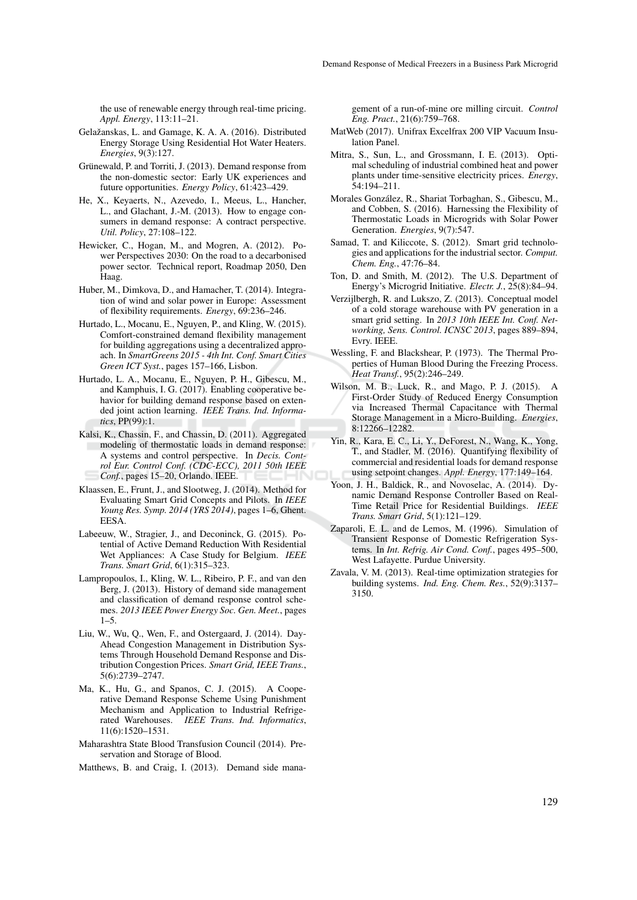the use of renewable energy through real-time pricing. *Appl. Energy*, 113:11–21.

Gelažanskas, L. and Gamage, K. A. A. (2016). Distributed Energy Storage Using Residential Hot Water Heaters. *Energies*, 9(3):127.

Grünewald, P. and Torriti, J. (2013). Demand response from the non-domestic sector: Early UK experiences and future opportunities. *Energy Policy*, 61:423–429.

He, X., Keyaerts, N., Azevedo, I., Meeus, L., Hancher, L., and Glachant, J.-M. (2013). How to engage consumers in demand response: A contract perspective. *Util. Policy*, 27:108–122.

Hewicker, C., Hogan, M., and Mogren, A. (2012). Power Perspectives 2030: On the road to a decarbonised power sector. Technical report, Roadmap 2050, Den Haag.

Huber, M., Dimkova, D., and Hamacher, T. (2014). Integration of wind and solar power in Europe: Assessment of flexibility requirements. *Energy*, 69:236–246.

Hurtado, L., Mocanu, E., Nguyen, P., and Kling, W. (2015). Comfort-constrained demand flexibility management for building aggregations using a decentralized approach. In *SmartGreens 2015 - 4th Int. Conf. Smart Cities Green ICT Syst.*, pages 157–166, Lisbon.

Hurtado, L. A., Mocanu, E., Nguyen, P. H., Gibescu, M., and Kamphuis, I. G. (2017). Enabling cooperative behavior for building demand response based on extended joint action learning. *IEEE Trans. Ind. Informatics*, PP(99):1.

Kalsi, K., Chassin, F., and Chassin, D. (2011). Aggregated modeling of thermostatic loads in demand response: A systems and control perspective. In *Decis. Control Eur. Control Conf. (CDC-ECC), 2011 50th IEEE Conf.*, pages 15–20, Orlando. IEEE.

Klaassen, E., Frunt, J., and Slootweg, J. (2014). Method for Evaluating Smart Grid Concepts and Pilots. In *IEEE Young Res. Symp. 2014 (YRS 2014)*, pages 1–6, Ghent. EESA.

Labeeuw, W., Stragier, J., and Deconinck, G. (2015). Potential of Active Demand Reduction With Residential Wet Appliances: A Case Study for Belgium. *IEEE Trans. Smart Grid*, 6(1):315–323.

Lampropoulos, I., Kling, W. L., Ribeiro, P. F., and van den Berg, J. (2013). History of demand side management and classification of demand response control schemes. *2013 IEEE Power Energy Soc. Gen. Meet.*, pages 1–5.

Liu, W., Wu, Q., Wen, F., and Ostergaard, J. (2014). Day-Ahead Congestion Management in Distribution Systems Through Household Demand Response and Distribution Congestion Prices. *Smart Grid, IEEE Trans.*, 5(6):2739–2747.

Ma, K., Hu, G., and Spanos, C. J. (2015). A Cooperative Demand Response Scheme Using Punishment Mechanism and Application to Industrial Refrigerated Warehouses. *IEEE Trans. Ind. Informatics*, 11(6):1520–1531.

Maharashtra State Blood Transfusion Council (2014). Preservation and Storage of Blood.

Matthews, B. and Craig, I. (2013). Demand side management of a run-of-mine ore milling circuit. *Control Eng. Pract.*, 21(6):759–768.

MatWeb (2017). Unifrax Excelfrax 200 VIP Vacuum Insulation Panel.

Mitra, S., Sun, L., and Grossmann, I. E. (2013). Optimal scheduling of industrial combined heat and power plants under time-sensitive electricity prices. *Energy*, 54:194–211.

Morales González, R., Shariat Torbaghan, S., Gibescu, M., and Cobben, S. (2016). Harnessing the Flexibility of Thermostatic Loads in Microgrids with Solar Power Generation. *Energies*, 9(7):547.

Samad, T. and Kiliccote, S. (2012). Smart grid technologies and applications for the industrial sector. *Comput. Chem. Eng.*, 47:76–84.

Ton, D. and Smith, M. (2012). The U.S. Department of Energy's Microgrid Initiative. *Electr. J.*, 25(8):84–94.

Verzijlbergh, R. and Lukszo, Z. (2013). Conceptual model of a cold storage warehouse with PV generation in a smart grid setting. In *2013 10th IEEE Int. Conf. Networking, Sens. Control. ICNSC 2013*, pages 889–894, Evry. IEEE.

Wessling, F. and Blackshear, P. (1973). The Thermal Properties of Human Blood During the Freezing Process. *Heat Transf.*, 95(2):246–249.

Wilson, M. B., Luck, R., and Mago, P. J. (2015). A First-Order Study of Reduced Energy Consumption via Increased Thermal Capacitance with Thermal Storage Management in a Micro-Building. *Energies*, 8:12266–12282.

Yin, R., Kara, E. C., Li, Y., DeForest, N., Wang, K., Yong, T., and Stadler, M. (2016). Quantifying flexibility of commercial and residential loads for demand response using setpoint changes. *Appl. Energy*, 177:149–164.

Yoon, J. H., Baldick, R., and Novoselac, A. (2014). Dynamic Demand Response Controller Based on Real-Time Retail Price for Residential Buildings. *IEEE Trans. Smart Grid*, 5(1):121–129.

Zaparoli, E. L. and de Lemos, M. (1996). Simulation of Transient Response of Domestic Refrigeration Systems. In *Int. Refrig. Air Cond. Conf.*, pages 495–500, West Lafayette. Purdue University.

Zavala, V. M. (2013). Real-time optimization strategies for building systems. *Ind. Eng. Chem. Res.*, 52(9):3137–3150.